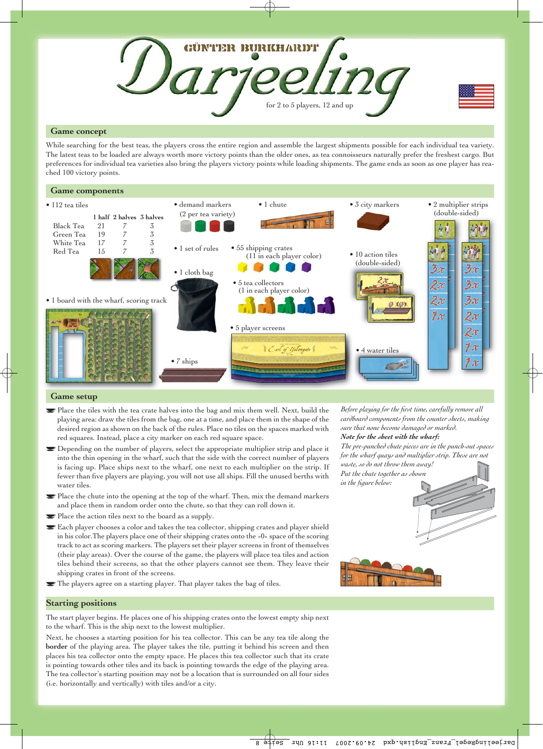GÜNTER BURKHARDT

# Darjeeling

for 2 to 5 players, 12 and up

## Game concept

While searching for the best teas, the players cross the entire region and assemble the largest shipments possible for each individual tea variety. The latest teas to be loaded are always worth more victory points than the older ones, as tea connoisseurs naturally prefer the freshest cargo. But preferences for individual tea varieties also bring the players victory points while loading shipments. The game ends as soon as one player has reached 100 victory points.

## Game components

- 112 tea tiles

| | 1 half | 2 halves | 3 halves |
|---|---|---|---|
| Black Tea | 21 | 7 | 3 |
| Green Tea | 19 | 7 | 3 |
| White Tea | 17 | 7 | 3 |
| Red Tea | 15 | 7 | 3 |

- 1 board with the wharf, scoring track
- demand markers (2 per tea variety)
- 1 set of rules
- 1 cloth bag
- 7 ships
- 1 chute
- 55 shipping crates (11 in each player color)
- 5 tea collectors (1 in each player color)
- 5 player screens
- 3 city markers
- 10 action tiles (double-sided)
- 4 water tiles
- 2 multiplier strips (double-sided)

## Game setup

- Place the tiles with the tea crate halves into the bag and mix them well. Next, build the playing area: draw the tiles from the bag, one at a time, and place them in the shape of the desired region as shown on the back of the rules. Place no tiles on the spaces marked with red squares. Instead, place a city marker on each red square space.
- Depending on the number of players, select the appropriate multiplier strip and place it into the thin opening in the wharf, such that the side with the correct number of players is facing up. Place ships next to the wharf, one next to each multiplier on the strip. If fewer than five players are playing, you will not use all ships. Fill the unused berths with water tiles.
- Place the chute into the opening at the top of the wharf. Then, mix the demand markers and place them in random order onto the chute, so that they can roll down it.
- Place the action tiles next to the board as a supply.
- Each player chooses a color and takes the tea collector, shipping crates and player shield in his color. The players place one of their shipping crates onto the »0« space of the scoring track to act as scoring markers. The players set their player screens in front of themselves (their play areas). Over the course of the game, the players will place tea tiles and action tiles behind their screens, so that the other players cannot see them. They leave their shipping crates in front of the screens.
- The players agree on a starting player. That player takes the bag of tiles.

*Before playing for the first time, carefully remove all cardboard components from the counter sheets, making sure that none become damaged or marked.*

***Note for the sheet with the wharf:***

*The pre-punched chute pieces are in the punch-out spaces for the wharf quays and multiplier strip. These are not waste, so do not throw them away!*

*Put the chute together as shown in the figure below:*

## Starting positions

The start player begins. He places one of his shipping crates onto the lowest empty ship next to the wharf. This is the ship next to the lowest multiplier.

Next, he chooses a starting position for his tea collector. This can be any tea tile along the **border** of the playing area. The player takes the tile, putting it behind his screen and then places his tea collector onto the empty space. He places this tea collector such that its crate is pointing towards other tiles and its back is pointing towards the edge of the playing area. The tea collector's starting position may not be a location that is surrounded on all four sides (i.e. horizontally and vertically) with tiles and/or a city.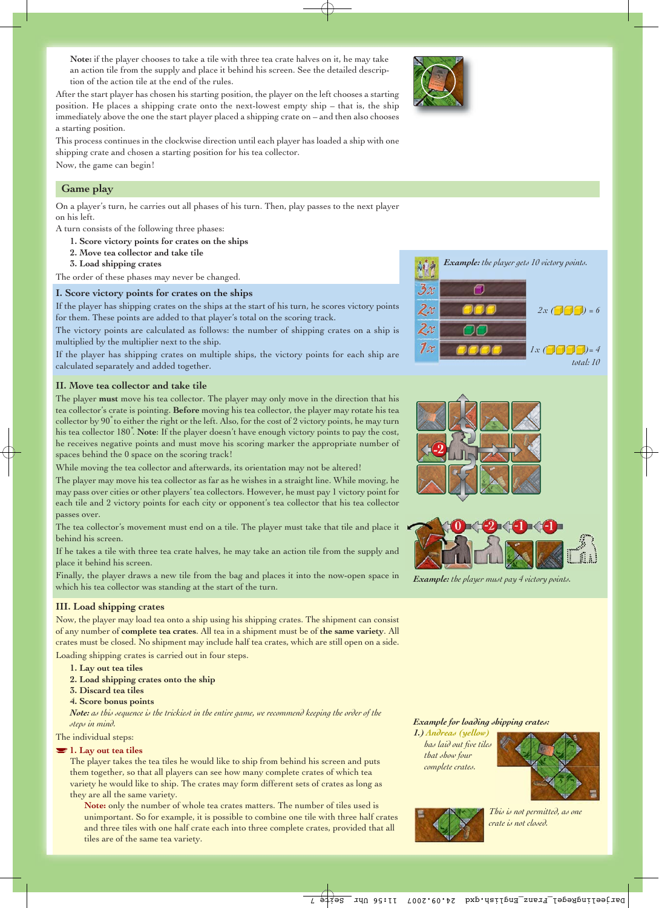**Note:** if the player chooses to take a tile with three tea crate halves on it, he may take an action tile from the supply and place it behind his screen. See the detailed description of the action tile at the end of the rules.

After the start player has chosen his starting position, the player on the left chooses a starting position. He places a shipping crate onto the next-lowest empty ship – that is, the ship immediately above the one the start player placed a shipping crate on – and then also chooses a starting position.

This process continues in the clockwise direction until each player has loaded a ship with one shipping crate and chosen a starting position for his tea collector.

Now, the game can begin!

## Game play

On a player's turn, he carries out all phases of his turn. Then, play passes to the next player on his left.

A turn consists of the following three phases:

1. **Score victory points for crates on the ships**
2. **Move tea collector and take tile**
3. **Load shipping crates**

The order of these phases may never be changed.

### I. Score victory points for crates on the ships

If the player has shipping crates on the ships at the start of his turn, he scores victory points for them. These points are added to that player's total on the scoring track.

The victory points are calculated as follows: the number of shipping crates on a ship is multiplied by the multiplier next to the ship.

If the player has shipping crates on multiple ships, the victory points for each ship are calculated separately and added together.

*Example: the player gets 10 victory points.*

3x
2x — 2x (3 crates) = 6
2x
1x — 1x (4 crates) = 4
total: 10

### II. Move tea collector and take tile

The player **must** move his tea collector. The player may only move in the direction that his tea collector's crate is pointing. **Before** moving his tea collector, the player may rotate his tea collector by 90° to either the right or the left. Also, for the cost of 2 victory points, he may turn his tea collector 180°. **Note**: If the player doesn't have enough victory points to pay the cost, he receives negative points and must move his scoring marker the appropriate number of spaces behind the 0 space on the scoring track!

While moving the tea collector and afterwards, its orientation may not be altered!

The player may move his tea collector as far as he wishes in a straight line. While moving, he may pass over cities or other players' tea collectors. However, he must pay 1 victory point for each tile and 2 victory points for each city or opponent's tea collector that his tea collector passes over.

The tea collector's movement must end on a tile. The player must take that tile and place it behind his screen.

If he takes a tile with three tea crate halves, he may take an action tile from the supply and place it behind his screen.

Finally, the player draws a new tile from the bag and places it into the now-open space in which his tea collector was standing at the start of the turn.

-2

0 -2 -1 -1

*Example: the player must pay 4 victory points.*

### III. Load shipping crates

Now, the player may load tea onto a ship using his shipping crates. The shipment can consist of any number of **complete tea crates**. All tea in a shipment must be of **the same variety**. All crates must be closed. No shipment may include half tea crates, which are still open on a side.

Loading shipping crates is carried out in four steps.

1. **Lay out tea tiles**
2. **Load shipping crates onto the ship**
3. **Discard tea tiles**
4. **Score bonus points**

***Note:** as this sequence is the trickiest in the entire game, we recommend keeping the order of the steps in mind.*

The individual steps:

**1. Lay out tea tiles**

The player takes the tea tiles he would like to ship from behind his screen and puts them together, so that all players can see how many complete crates of which tea variety he would like to ship. The crates may form different sets of crates as long as they are all the same variety.

**Note:** only the number of whole tea crates matters. The number of tiles used is unimportant. So for example, it is possible to combine one tile with three half crates and three tiles with one half crate each into three complete crates, provided that all tiles are of the same tea variety.

*Example for loading shipping crates:*

*1.) Andreas (yellow) has laid out five tiles that show four complete crates.*

*This is not permitted, as one crate is not closed.*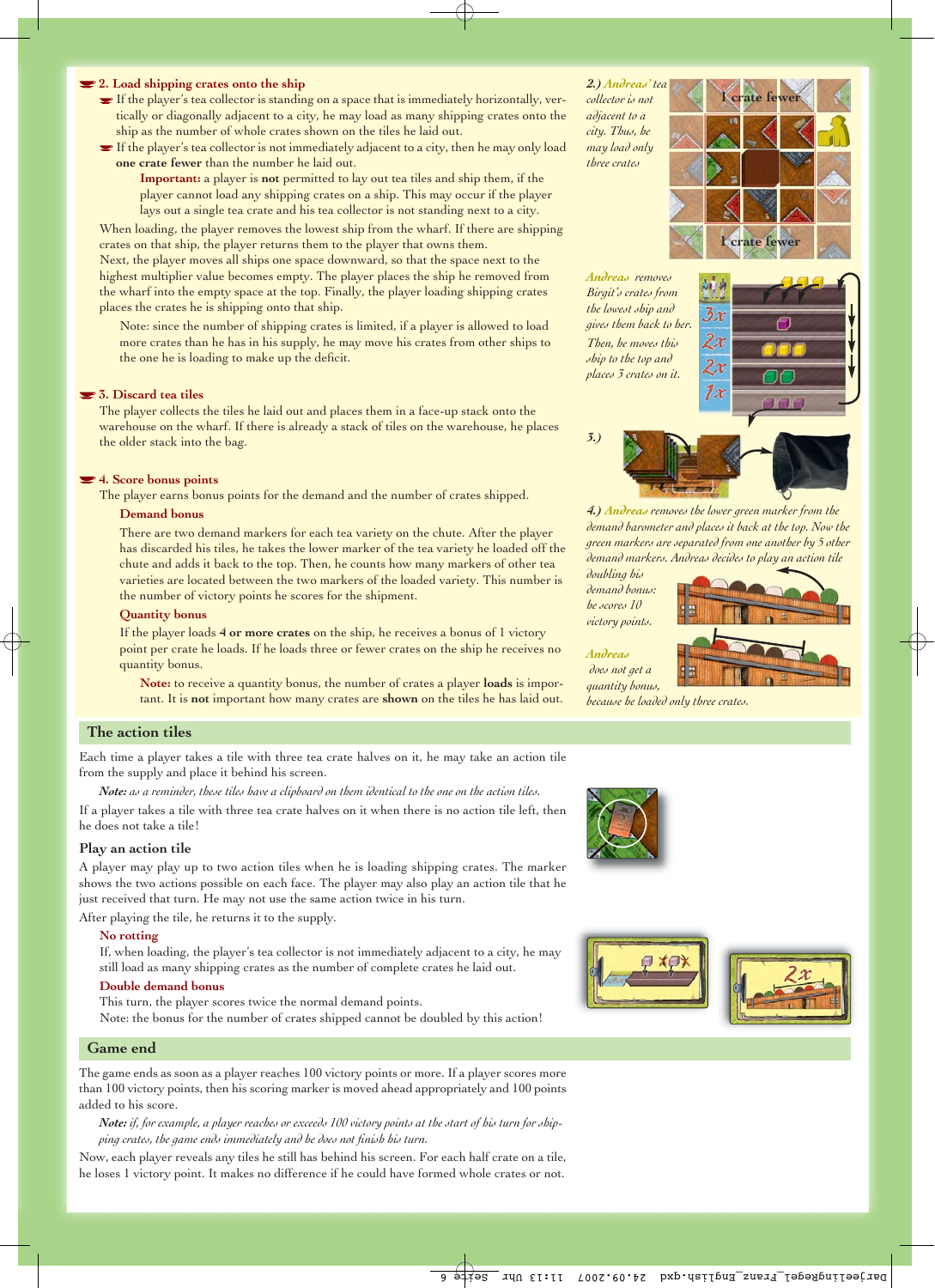### 2. Load shipping crates onto the ship

- If the player's tea collector is standing on a space that is immediately horizontally, vertically or diagonally adjacent to a city, he may load as many shipping crates onto the ship as the number of whole crates shown on the tiles he laid out.
- If the player's tea collector is not immediately adjacent to a city, then he may only load **one crate fewer** than the number he laid out.

  **Important:** a player is **not** permitted to lay out tea tiles and ship them, if the player cannot load any shipping crates on a ship. This may occur if the player lays out a single tea crate and his tea collector is not standing next to a city.

When loading, the player removes the lowest ship from the wharf. If there are shipping crates on that ship, the player returns them to the player that owns them.
Next, the player moves all ships one space downward, so that the space next to the highest multiplier value becomes empty. The player places the ship he removed from the wharf into the empty space at the top. Finally, the player loading shipping crates places the crates he is shipping onto that ship.

Note: since the number of shipping crates is limited, if a player is allowed to load more crates than he has in his supply, he may move his crates from other ships to the one he is loading to make up the deficit.

### 3. Discard tea tiles

The player collects the tiles he laid out and places them in a face-up stack onto the warehouse on the wharf. If there is already a stack of tiles on the warehouse, he places the older stack into the bag.

### 4. Score bonus points

The player earns bonus points for the demand and the number of crates shipped.

**Demand bonus**

There are two demand markers for each tea variety on the chute. After the player has discarded his tiles, he takes the lower marker of the tea variety he loaded off the chute and adds it back to the top. Then, he counts how many markers of other tea varieties are located between the two markers of the loaded variety. This number is the number of victory points he scores for the shipment.

**Quantity bonus**

If the player loads **4 or more crates** on the ship, he receives a bonus of 1 victory point per crate he loads. If he loads three or fewer crates on the ship he receives no quantity bonus.

**Note:** to receive a quantity bonus, the number of crates a player **loads** is important. It is **not** important how many crates are **shown** on the tiles he has laid out.

*2.) Andreas' tea collector is not adjacent to a city. Thus, he may load only three crates*

1 crate fewer

1 crate fewer

*Andreas removes Birgit's crates from the lowest ship and gives them back to her. Then, he moves this ship to the top and places 3 crates on it.*

3x
2x
2x
1x

*3.)*

*4.) Andreas removes the lower green marker from the demand barometer and places it back at the top. Now the green markers are separated from one another by 5 other demand markers. Andreas decides to play an action tile doubling his demand bonus: he scores 10 victory points.*

*Andreas does not get a quantity bonus, because he loaded only three crates.*

## The action tiles

Each time a player takes a tile with three tea crate halves on it, he may take an action tile from the supply and place it behind his screen.

***Note:** as a reminder, these tiles have a clipboard on them identical to the one on the action tiles.*

If a player takes a tile with three tea crate halves on it when there is no action tile left, then he does not take a tile!

### Play an action tile

A player may play up to two action tiles when he is loading shipping crates. The marker shows the two actions possible on each face. The player may also play an action tile that he just received that turn. He may not use the same action twice in his turn.

After playing the tile, he returns it to the supply.

**No rotting**

If, when loading, the player's tea collector is not immediately adjacent to a city, he may still load as many shipping crates as the number of complete crates he laid out.

**Double demand bonus**

This turn, the player scores twice the normal demand points.
Note: the bonus for the number of crates shipped cannot be doubled by this action!

2x

## Game end

The game ends as soon as a player reaches 100 victory points or more. If a player scores more than 100 victory points, then his scoring marker is moved ahead appropriately and 100 points added to his score.

***Note:** if, for example, a player reaches or exceeds 100 victory points at the start of his turn for shipping crates, the game ends immediately and he does not finish his turn.*

Now, each player reveals any tiles he still has behind his screen. For each half crate on a tile, he loses 1 victory point. It makes no difference if he could have formed whole crates or not.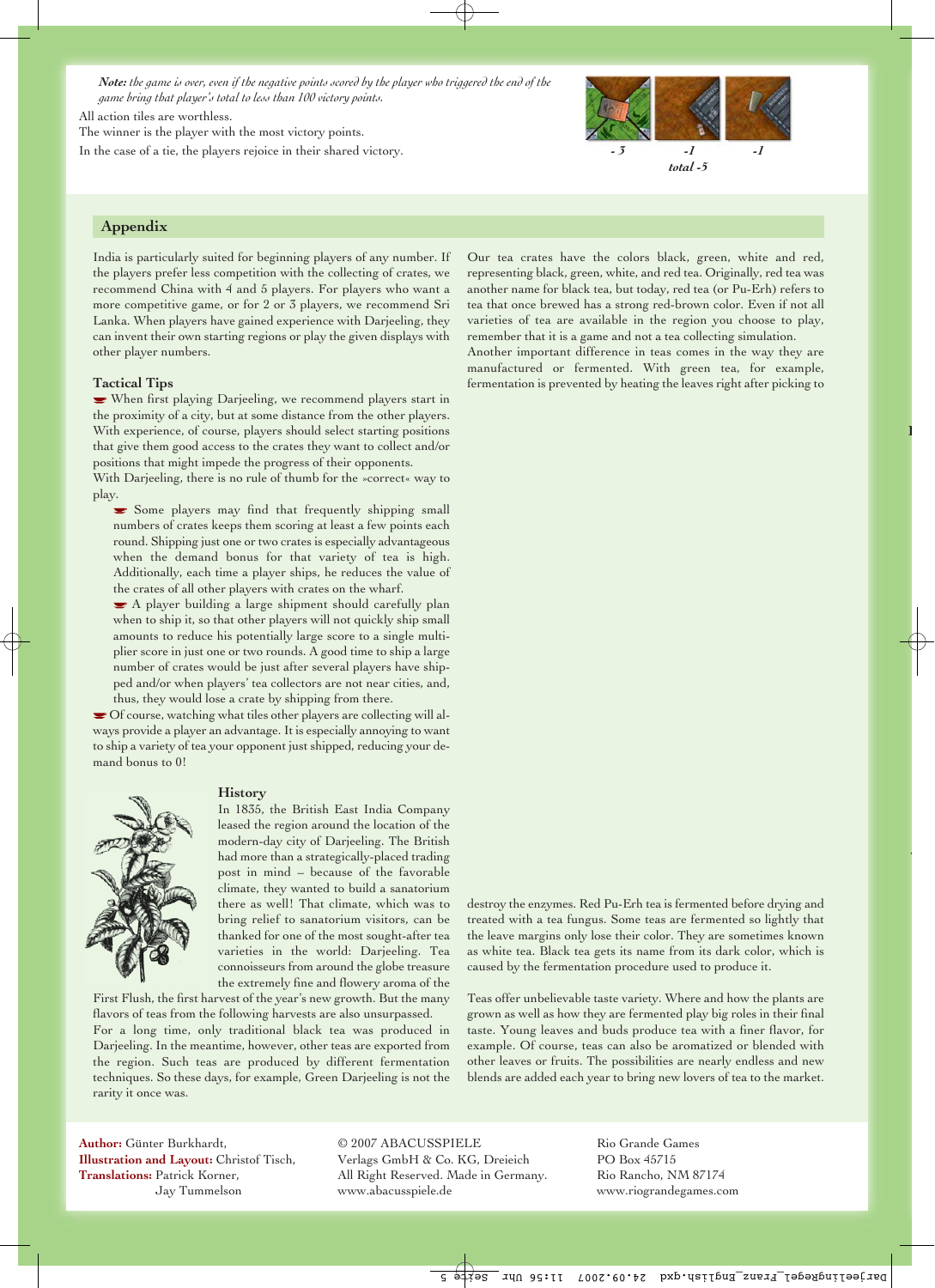*Note: the game is over, even if the negative points scored by the player who triggered the end of the game bring that player's total to less than 100 victory points.*

All action tiles are worthless.

The winner is the player with the most victory points.

In the case of a tie, the players rejoice in their shared victory.

*- 3* *-1* *-1*
*total -5*

## Appendix

India is particularly suited for beginning players of any number. If the players prefer less competition with the collecting of crates, we recommend China with 4 and 5 players. For players who want a more competitive game, or for 2 or 3 players, we recommend Sri Lanka. When players have gained experience with Darjeeling, they can invent their own starting regions or play the given displays with other player numbers.

### Tactical Tips

- When first playing Darjeeling, we recommend players start in the proximity of a city, but at some distance from the other players. With experience, of course, players should select starting positions that give them good access to the crates they want to collect and/or positions that might impede the progress of their opponents.

With Darjeeling, there is no rule of thumb for the »correct« way to play.

- Some players may find that frequently shipping small numbers of crates keeps them scoring at least a few points each round. Shipping just one or two crates is especially advantageous when the demand bonus for that variety of tea is high. Additionally, each time a player ships, he reduces the value of the crates of all other players with crates on the wharf.
- A player building a large shipment should carefully plan when to ship it, so that other players will not quickly ship small amounts to reduce his potentially large score to a single multiplier score in just one or two rounds. A good time to ship a large number of crates would be just after several players have shipped and/or when players' tea collectors are not near cities, and, thus, they would lose a crate by shipping from there.

- Of course, watching what tiles other players are collecting will always provide a player an advantage. It is especially annoying to want to ship a variety of tea your opponent just shipped, reducing your demand bonus to 0!

### History

In 1835, the British East India Company leased the region around the location of the modern-day city of Darjeeling. The British had more than a strategically-placed trading post in mind – because of the favorable climate, they wanted to build a sanatorium there as well! That climate, which was to bring relief to sanatorium visitors, can be thanked for one of the most sought-after tea varieties in the world: Darjeeling. Tea connoisseurs from around the globe treasure the extremely fine and flowery aroma of the First Flush, the first harvest of the year's new growth. But the many flavors of teas from the following harvests are also unsurpassed.

For a long time, only traditional black tea was produced in Darjeeling. In the meantime, however, other teas are exported from the region. Such teas are produced by different fermentation techniques. So these days, for example, Green Darjeeling is not the rarity it once was.

Our tea crates have the colors black, green, white and red, representing black, green, white, and red tea. Originally, red tea was another name for black tea, but today, red tea (or Pu-Erh) refers to tea that once brewed has a strong red-brown color. Even if not all varieties of tea are available in the region you choose to play, remember that it is a game and not a tea collecting simulation.

Another important difference in teas comes in the way they are manufactured or fermented. With green tea, for example, fermentation is prevented by heating the leaves right after picking to destroy the enzymes. Red Pu-Erh tea is fermented before drying and treated with a tea fungus. Some teas are fermented so lightly that the leave margins only lose their color. They are sometimes known as white tea. Black tea gets its name from its dark color, which is caused by the fermentation procedure used to produce it.

Teas offer unbelievable taste variety. Where and how the plants are grown as well as how they are fermented play big roles in their final taste. Young leaves and buds produce tea with a finer flavor, for example. Of course, teas can also be aromatized or blended with other leaves or fruits. The possibilities are nearly endless and new blends are added each year to bring new lovers of tea to the market.

**Author:** Günter Burkhardt,
**Illustration and Layout:** Christof Tisch,
**Translations:** Patrick Korner, Jay Tummelson

© 2007 ABACUSSPIELE
Verlags GmbH & Co. KG, Dreieich
All Right Reserved. Made in Germany.
www.abacusspiele.de

Rio Grande Games
PO Box 45715
Rio Rancho, NM 87174
www.riograndegames.com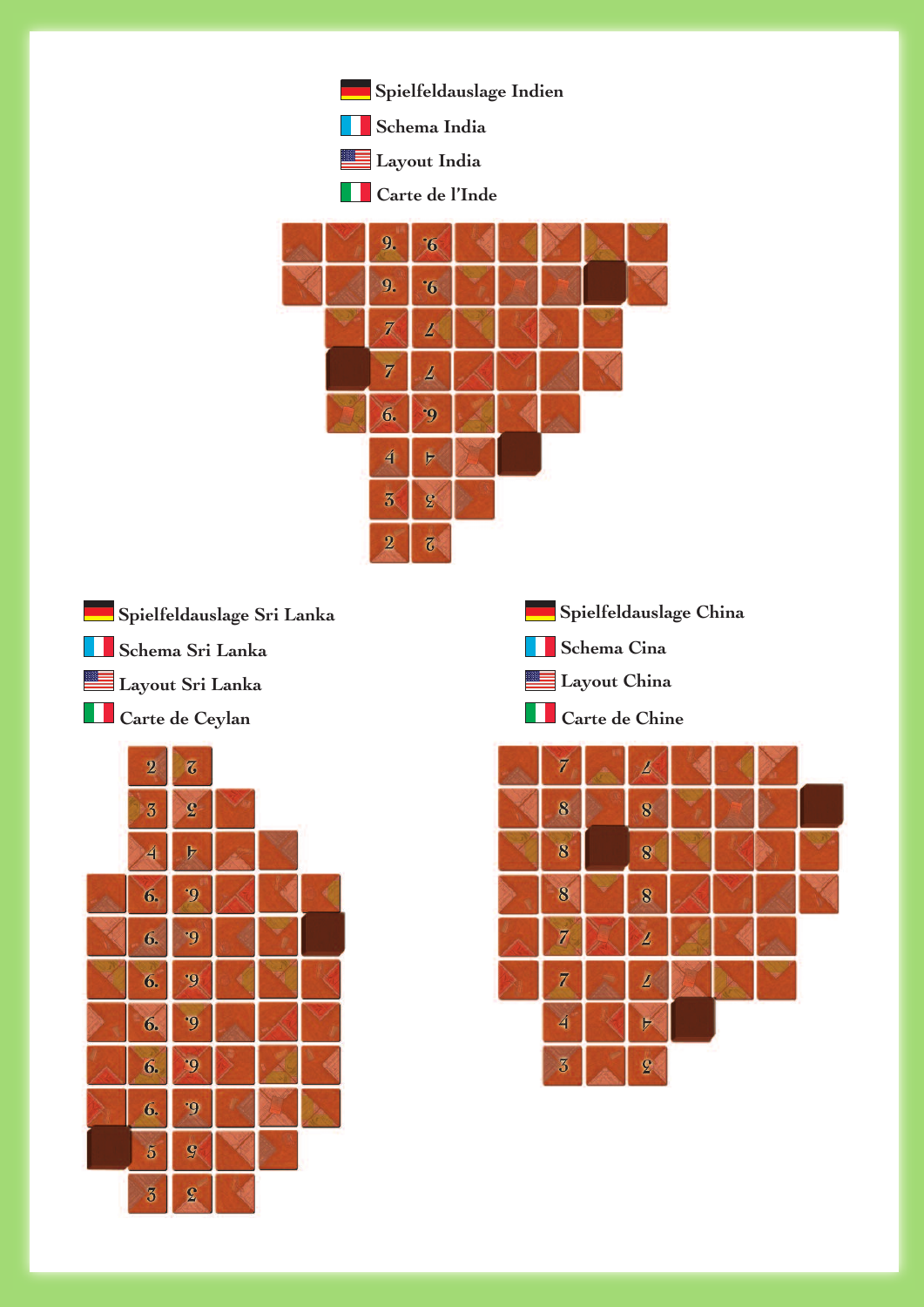Spielfeldauslage Indien

Schema India

Layout India

Carte de l'Inde

9. 9.
9. 9.
7 7
7 7
6. 6.
4 4
3 3
2 2

Spielfeldauslage Sri Lanka

Schema Sri Lanka

Layout Sri Lanka

Carte de Ceylan

2 2
3 3
4 4
6. 6.
6. 6.
6. 6.
6. 6.
6. 6.
6. 6.
5 5
3 3

Spielfeldauslage China

Schema Cina

Layout China

Carte de Chine

7 7
8 8
8 8
8 8
7 7
7 7
4 4
3 3